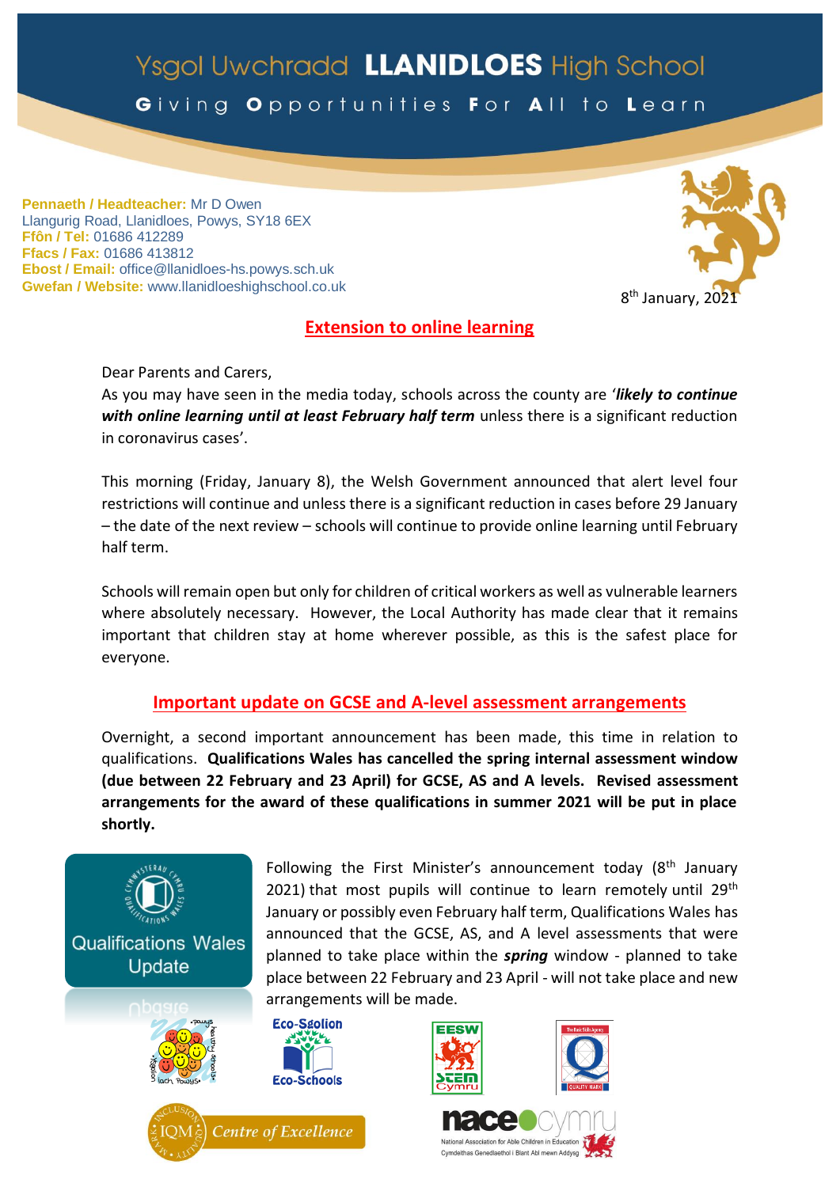# Ysgol Uwchradd LLANIDLOES High School

**Giving Opportunities For All to Learn**

**Pennaeth / Headteacher:** Mr D Owen
Llangurig Road, Llanidloes, Powys, SY18 6EX
**Ffôn / Tel:** 01686 412289
**Ffacs / Fax:** 01686 413812
**Ebost / Email:** office@llanidloes-hs.powys.sch.uk
**Gwefan / Website:** www.llanidloeshighschool.co.uk

8th January, 2021

## Extension to online learning

Dear Parents and Carers,

As you may have seen in the media today, schools across the county are '***likely to continue with online learning until at least February half term*** unless there is a significant reduction in coronavirus cases'.

This morning (Friday, January 8), the Welsh Government announced that alert level four restrictions will continue and unless there is a significant reduction in cases before 29 January – the date of the next review – schools will continue to provide online learning until February half term.

Schools will remain open but only for children of critical workers as well as vulnerable learners where absolutely necessary. However, the Local Authority has made clear that it remains important that children stay at home wherever possible, as this is the safest place for everyone.

## Important update on GCSE and A-level assessment arrangements

Overnight, a second important announcement has been made, this time in relation to qualifications. **Qualifications Wales has cancelled the spring internal assessment window (due between 22 February and 23 April) for GCSE, AS and A levels. Revised assessment arrangements for the award of these qualifications in summer 2021 will be put in place shortly.**

Qualifications Wales Update

Following the First Minister's announcement today (8th January 2021) that most pupils will continue to learn remotely until 29th January or possibly even February half term, Qualifications Wales has announced that the GCSE, AS, and A level assessments that were planned to take place within the ***spring*** window - planned to take place between 22 February and 23 April - will not take place and new arrangements will be made.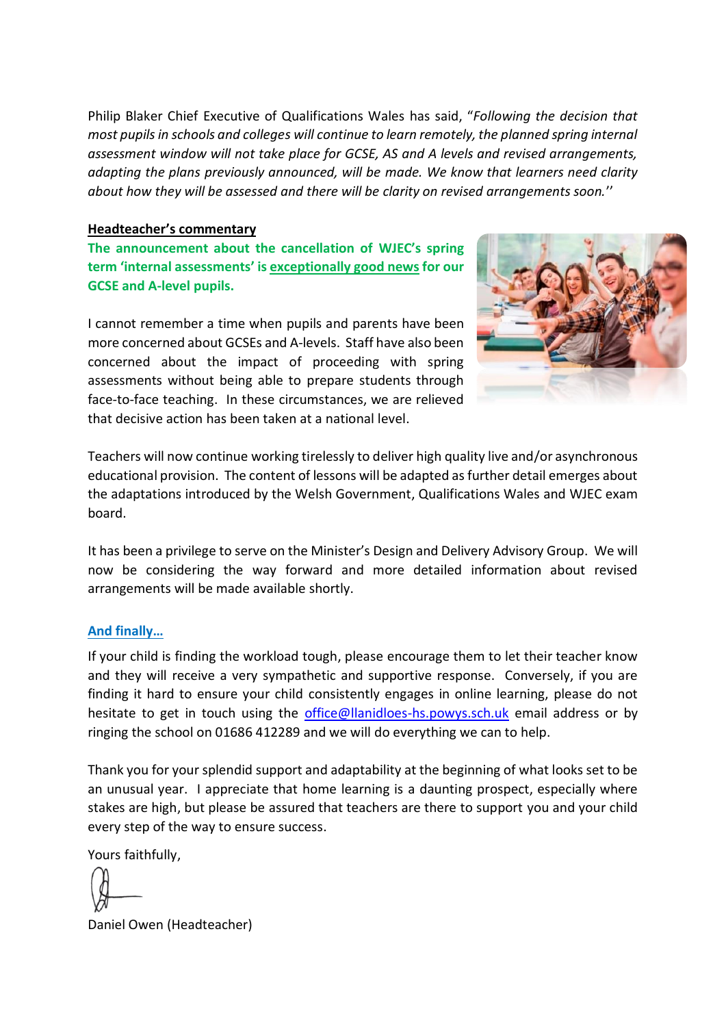Philip Blaker Chief Executive of Qualifications Wales has said, "*Following the decision that most pupils in schools and colleges will continue to learn remotely, the planned spring internal assessment window will not take place for GCSE, AS and A levels and revised arrangements, adapting the plans previously announced, will be made. We know that learners need clarity about how they will be assessed and there will be clarity on revised arrangements soon.*''

**Headteacher's commentary**

**The announcement about the cancellation of WJEC's spring term 'internal assessments' is exceptionally good news for our GCSE and A-level pupils.**

I cannot remember a time when pupils and parents have been more concerned about GCSEs and A-levels. Staff have also been concerned about the impact of proceeding with spring assessments without being able to prepare students through face-to-face teaching. In these circumstances, we are relieved that decisive action has been taken at a national level.

Teachers will now continue working tirelessly to deliver high quality live and/or asynchronous educational provision. The content of lessons will be adapted as further detail emerges about the adaptations introduced by the Welsh Government, Qualifications Wales and WJEC exam board.

It has been a privilege to serve on the Minister's Design and Delivery Advisory Group. We will now be considering the way forward and more detailed information about revised arrangements will be made available shortly.

**And finally…**

If your child is finding the workload tough, please encourage them to let their teacher know and they will receive a very sympathetic and supportive response. Conversely, if you are finding it hard to ensure your child consistently engages in online learning, please do not hesitate to get in touch using the office@llanidloes-hs.powys.sch.uk email address or by ringing the school on 01686 412289 and we will do everything we can to help.

Thank you for your splendid support and adaptability at the beginning of what looks set to be an unusual year. I appreciate that home learning is a daunting prospect, especially where stakes are high, but please be assured that teachers are there to support you and your child every step of the way to ensure success.

Yours faithfully,

Daniel Owen (Headteacher)